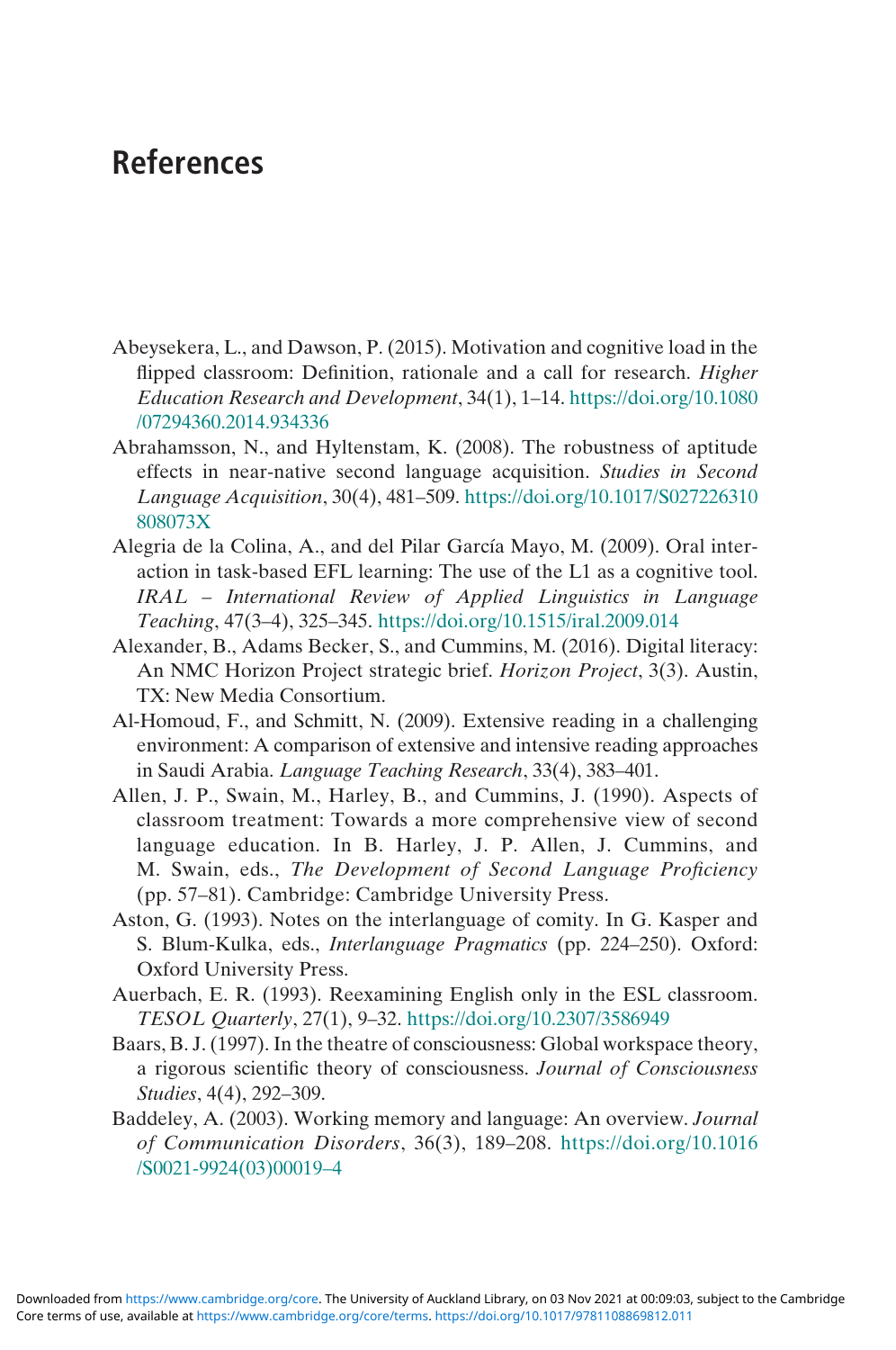# References

Abeysekera, L., and Dawson, P. (2015). Motivation and cognitive load in the flipped classroom: Definition, rationale and a call for research. *Higher Education Research and Development*, 34(1), 1–14. https://doi.org/10.1080/07294360.2014.934336

Abrahamsson, N., and Hyltenstam, K. (2008). The robustness of aptitude effects in near-native second language acquisition. *Studies in Second Language Acquisition*, 30(4), 481–509. https://doi.org/10.1017/S027226310808073X

Alegria de la Colina, A., and del Pilar García Mayo, M. (2009). Oral interaction in task-based EFL learning: The use of the L1 as a cognitive tool. *IRAL – International Review of Applied Linguistics in Language Teaching*, 47(3–4), 325–345. https://doi.org/10.1515/iral.2009.014

Alexander, B., Adams Becker, S., and Cummins, M. (2016). Digital literacy: An NMC Horizon Project strategic brief. *Horizon Project*, 3(3). Austin, TX: New Media Consortium.

Al-Homoud, F., and Schmitt, N. (2009). Extensive reading in a challenging environment: A comparison of extensive and intensive reading approaches in Saudi Arabia. *Language Teaching Research*, 33(4), 383–401.

Allen, J. P., Swain, M., Harley, B., and Cummins, J. (1990). Aspects of classroom treatment: Towards a more comprehensive view of second language education. In B. Harley, J. P. Allen, J. Cummins, and M. Swain, eds., *The Development of Second Language Proficiency* (pp. 57–81). Cambridge: Cambridge University Press.

Aston, G. (1993). Notes on the interlanguage of comity. In G. Kasper and S. Blum-Kulka, eds., *Interlanguage Pragmatics* (pp. 224–250). Oxford: Oxford University Press.

Auerbach, E. R. (1993). Reexamining English only in the ESL classroom. *TESOL Quarterly*, 27(1), 9–32. https://doi.org/10.2307/3586949

Baars, B. J. (1997). In the theatre of consciousness: Global workspace theory, a rigorous scientific theory of consciousness. *Journal of Consciousness Studies*, 4(4), 292–309.

Baddeley, A. (2003). Working memory and language: An overview. *Journal of Communication Disorders*, 36(3), 189–208. https://doi.org/10.1016/S0021-9924(03)00019–4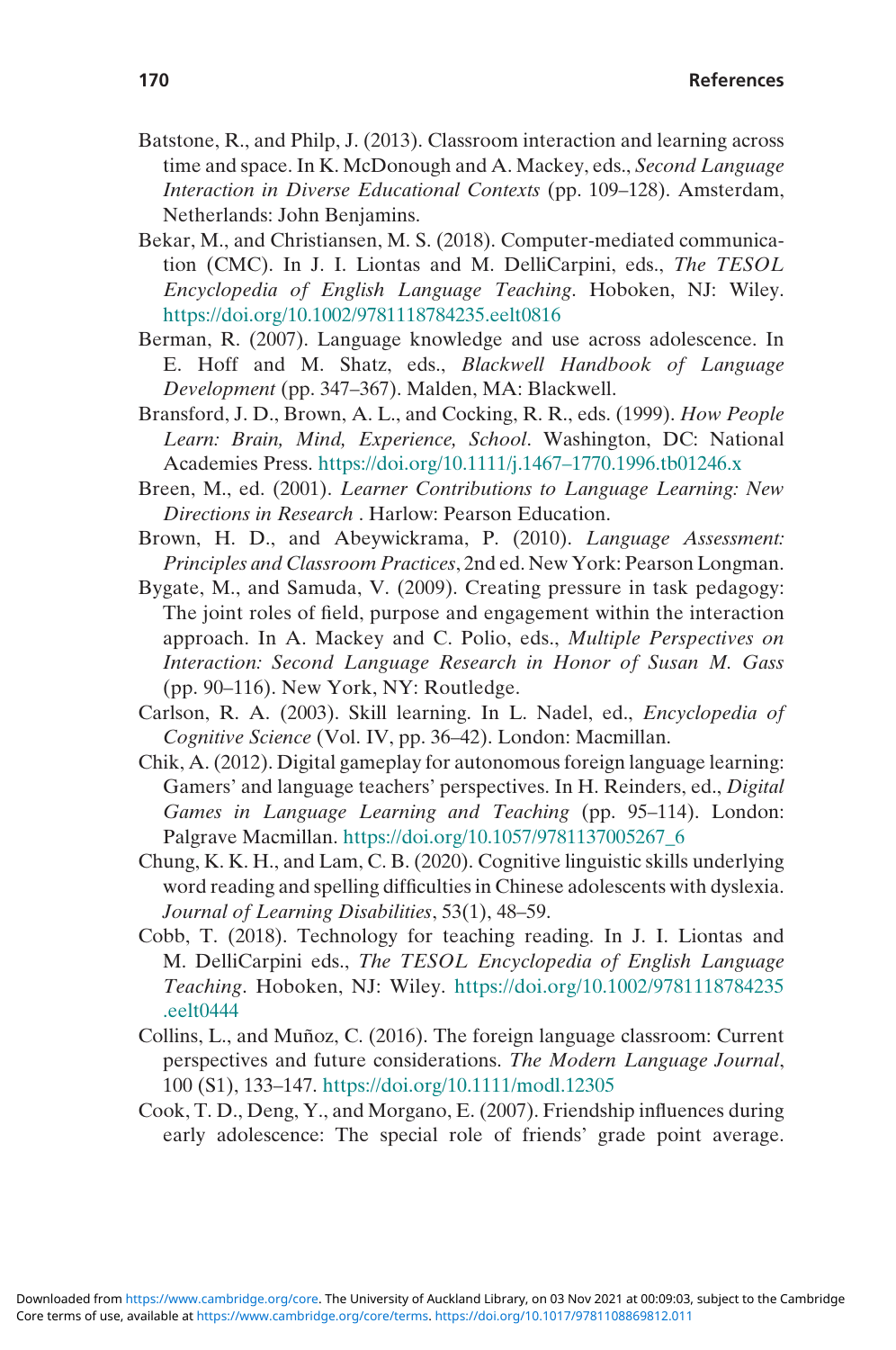Batstone, R., and Philp, J. (2013). Classroom interaction and learning across time and space. In K. McDonough and A. Mackey, eds., *Second Language Interaction in Diverse Educational Contexts* (pp. 109–128). Amsterdam, Netherlands: John Benjamins.

Bekar, M., and Christiansen, M. S. (2018). Computer-mediated communication (CMC). In J. I. Liontas and M. DelliCarpini, eds., *The TESOL Encyclopedia of English Language Teaching*. Hoboken, NJ: Wiley. https://doi.org/10.1002/9781118784235.eelt0816

Berman, R. (2007). Language knowledge and use across adolescence. In E. Hoff and M. Shatz, eds., *Blackwell Handbook of Language Development* (pp. 347–367). Malden, MA: Blackwell.

Bransford, J. D., Brown, A. L., and Cocking, R. R., eds. (1999). *How People Learn: Brain, Mind, Experience, School*. Washington, DC: National Academies Press. https://doi.org/10.1111/j.1467–1770.1996.tb01246.x

Breen, M., ed. (2001). *Learner Contributions to Language Learning: New Directions in Research* . Harlow: Pearson Education.

Brown, H. D., and Abeywickrama, P. (2010). *Language Assessment: Principles and Classroom Practices*, 2nd ed. New York: Pearson Longman.

Bygate, M., and Samuda, V. (2009). Creating pressure in task pedagogy: The joint roles of field, purpose and engagement within the interaction approach. In A. Mackey and C. Polio, eds., *Multiple Perspectives on Interaction: Second Language Research in Honor of Susan M. Gass* (pp. 90–116). New York, NY: Routledge.

Carlson, R. A. (2003). Skill learning. In L. Nadel, ed., *Encyclopedia of Cognitive Science* (Vol. IV, pp. 36–42). London: Macmillan.

Chik, A. (2012). Digital gameplay for autonomous foreign language learning: Gamers' and language teachers' perspectives. In H. Reinders, ed., *Digital Games in Language Learning and Teaching* (pp. 95–114). London: Palgrave Macmillan. https://doi.org/10.1057/9781137005267_6

Chung, K. K. H., and Lam, C. B. (2020). Cognitive linguistic skills underlying word reading and spelling difficulties in Chinese adolescents with dyslexia. *Journal of Learning Disabilities*, 53(1), 48–59.

Cobb, T. (2018). Technology for teaching reading. In J. I. Liontas and M. DelliCarpini eds., *The TESOL Encyclopedia of English Language Teaching*. Hoboken, NJ: Wiley. https://doi.org/10.1002/9781118784235.eelt0444

Collins, L., and Muñoz, C. (2016). The foreign language classroom: Current perspectives and future considerations. *The Modern Language Journal*, 100 (S1), 133–147. https://doi.org/10.1111/modl.12305

Cook, T. D., Deng, Y., and Morgano, E. (2007). Friendship influences during early adolescence: The special role of friends' grade point average.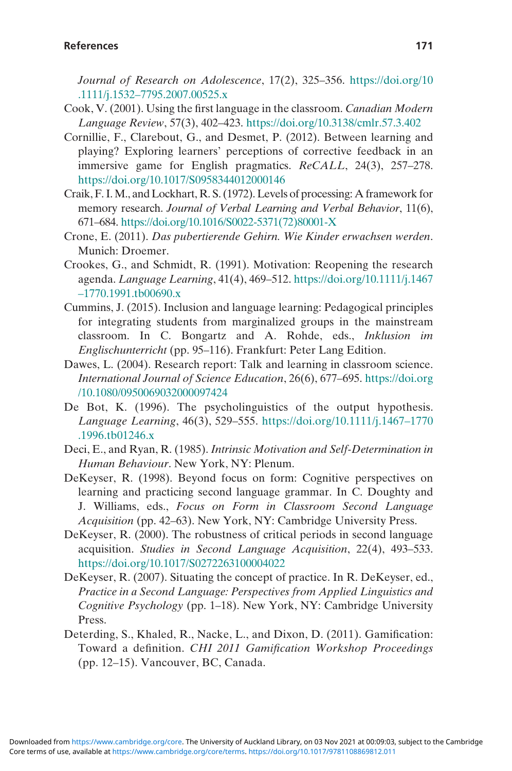*Journal of Research on Adolescence*, 17(2), 325–356. https://doi.org/10.1111/j.1532–7795.2007.00525.x

Cook, V. (2001). Using the first language in the classroom. *Canadian Modern Language Review*, 57(3), 402–423. https://doi.org/10.3138/cmlr.57.3.402

Cornillie, F., Clarebout, G., and Desmet, P. (2012). Between learning and playing? Exploring learners' perceptions of corrective feedback in an immersive game for English pragmatics. *ReCALL*, 24(3), 257–278. https://doi.org/10.1017/S0958344012000146

Craik, F. I. M., and Lockhart, R. S. (1972). Levels of processing: A framework for memory research. *Journal of Verbal Learning and Verbal Behavior*, 11(6), 671–684. https://doi.org/10.1016/S0022-5371(72)80001-X

Crone, E. (2011). *Das pubertierende Gehirn. Wie Kinder erwachsen werden*. Munich: Droemer.

Crookes, G., and Schmidt, R. (1991). Motivation: Reopening the research agenda. *Language Learning*, 41(4), 469–512. https://doi.org/10.1111/j.1467–1770.1991.tb00690.x

Cummins, J. (2015). Inclusion and language learning: Pedagogical principles for integrating students from marginalized groups in the mainstream classroom. In C. Bongartz and A. Rohde, eds., *Inklusion im Englischunterricht* (pp. 95–116). Frankfurt: Peter Lang Edition.

Dawes, L. (2004). Research report: Talk and learning in classroom science. *International Journal of Science Education*, 26(6), 677–695. https://doi.org/10.1080/0950069032000097424

De Bot, K. (1996). The psycholinguistics of the output hypothesis. *Language Learning*, 46(3), 529–555. https://doi.org/10.1111/j.1467–1770.1996.tb01246.x

Deci, E., and Ryan, R. (1985). *Intrinsic Motivation and Self-Determination in Human Behaviour*. New York, NY: Plenum.

DeKeyser, R. (1998). Beyond focus on form: Cognitive perspectives on learning and practicing second language grammar. In C. Doughty and J. Williams, eds., *Focus on Form in Classroom Second Language Acquisition* (pp. 42–63). New York, NY: Cambridge University Press.

DeKeyser, R. (2000). The robustness of critical periods in second language acquisition. *Studies in Second Language Acquisition*, 22(4), 493–533. https://doi.org/10.1017/S0272263100004022

DeKeyser, R. (2007). Situating the concept of practice. In R. DeKeyser, ed., *Practice in a Second Language: Perspectives from Applied Linguistics and Cognitive Psychology* (pp. 1–18). New York, NY: Cambridge University Press.

Deterding, S., Khaled, R., Nacke, L., and Dixon, D. (2011). Gamification: Toward a definition. *CHI 2011 Gamification Workshop Proceedings* (pp. 12–15). Vancouver, BC, Canada.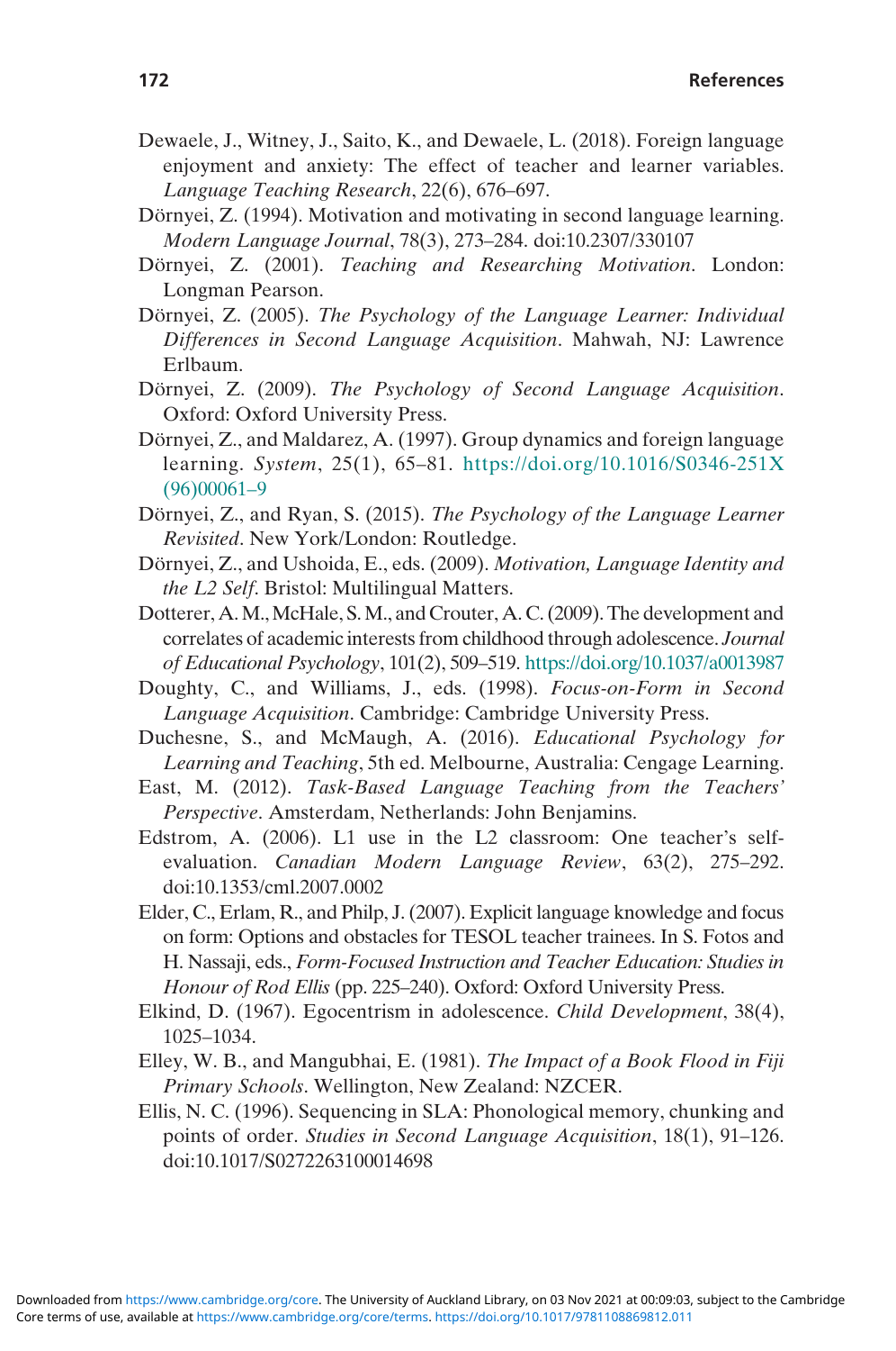Dewaele, J., Witney, J., Saito, K., and Dewaele, L. (2018). Foreign language enjoyment and anxiety: The effect of teacher and learner variables. *Language Teaching Research*, 22(6), 676–697.

Dörnyei, Z. (1994). Motivation and motivating in second language learning. *Modern Language Journal*, 78(3), 273–284. doi:10.2307/330107

Dörnyei, Z. (2001). *Teaching and Researching Motivation*. London: Longman Pearson.

Dörnyei, Z. (2005). *The Psychology of the Language Learner: Individual Differences in Second Language Acquisition*. Mahwah, NJ: Lawrence Erlbaum.

Dörnyei, Z. (2009). *The Psychology of Second Language Acquisition*. Oxford: Oxford University Press.

Dörnyei, Z., and Maldarez, A. (1997). Group dynamics and foreign language learning. *System*, 25(1), 65–81. https://doi.org/10.1016/S0346-251X(96)00061–9

Dörnyei, Z., and Ryan, S. (2015). *The Psychology of the Language Learner Revisited*. New York/London: Routledge.

Dörnyei, Z., and Ushoida, E., eds. (2009). *Motivation, Language Identity and the L2 Self*. Bristol: Multilingual Matters.

Dotterer, A. M., McHale, S. M., and Crouter, A. C. (2009). The development and correlates of academic interests from childhood through adolescence. *Journal of Educational Psychology*, 101(2), 509–519. https://doi.org/10.1037/a0013987

Doughty, C., and Williams, J., eds. (1998). *Focus-on-Form in Second Language Acquisition*. Cambridge: Cambridge University Press.

Duchesne, S., and McMaugh, A. (2016). *Educational Psychology for Learning and Teaching*, 5th ed. Melbourne, Australia: Cengage Learning.

East, M. (2012). *Task-Based Language Teaching from the Teachers' Perspective*. Amsterdam, Netherlands: John Benjamins.

Edstrom, A. (2006). L1 use in the L2 classroom: One teacher's self-evaluation. *Canadian Modern Language Review*, 63(2), 275–292. doi:10.1353/cml.2007.0002

Elder, C., Erlam, R., and Philp, J. (2007). Explicit language knowledge and focus on form: Options and obstacles for TESOL teacher trainees. In S. Fotos and H. Nassaji, eds., *Form-Focused Instruction and Teacher Education: Studies in Honour of Rod Ellis* (pp. 225–240). Oxford: Oxford University Press.

Elkind, D. (1967). Egocentrism in adolescence. *Child Development*, 38(4), 1025–1034.

Elley, W. B., and Mangubhai, E. (1981). *The Impact of a Book Flood in Fiji Primary Schools*. Wellington, New Zealand: NZCER.

Ellis, N. C. (1996). Sequencing in SLA: Phonological memory, chunking and points of order. *Studies in Second Language Acquisition*, 18(1), 91–126. doi:10.1017/S0272263100014698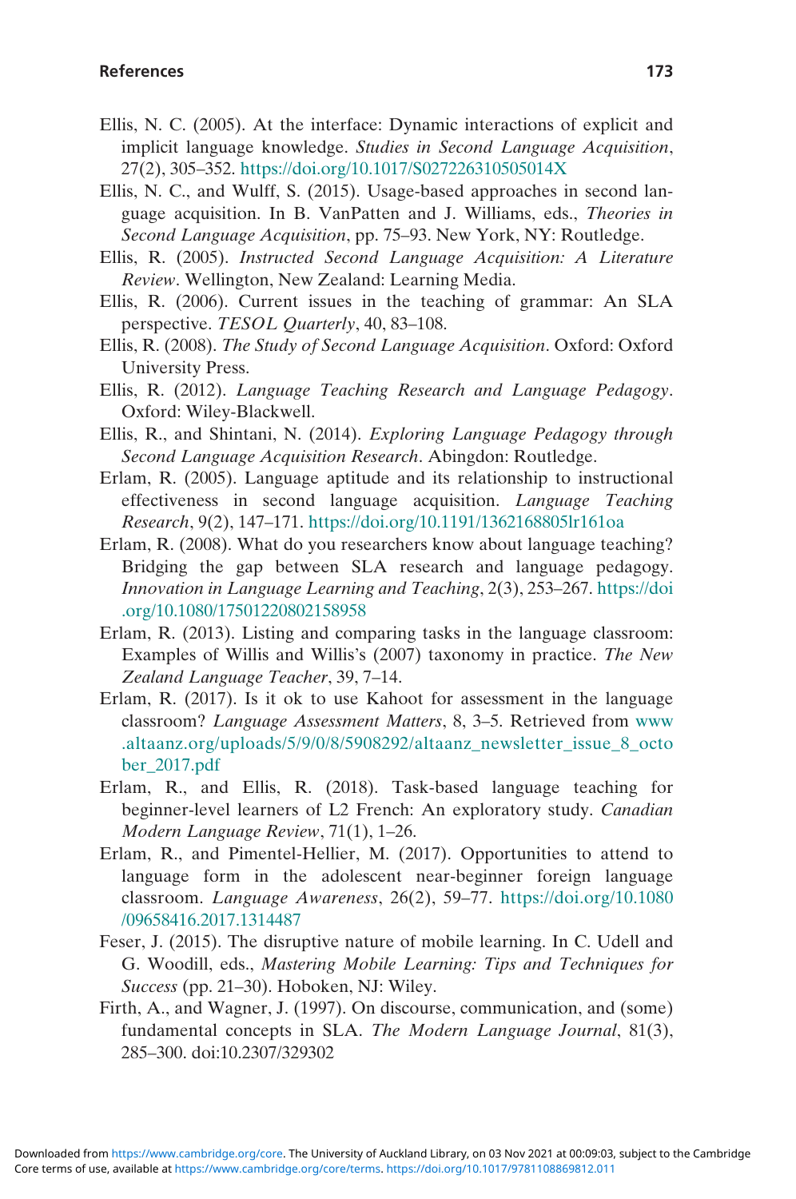Ellis, N. C. (2005). At the interface: Dynamic interactions of explicit and implicit language knowledge. *Studies in Second Language Acquisition*, 27(2), 305–352. https://doi.org/10.1017/S027226310505014X

Ellis, N. C., and Wulff, S. (2015). Usage-based approaches in second language acquisition. In B. VanPatten and J. Williams, eds., *Theories in Second Language Acquisition*, pp. 75–93. New York, NY: Routledge.

Ellis, R. (2005). *Instructed Second Language Acquisition: A Literature Review*. Wellington, New Zealand: Learning Media.

Ellis, R. (2006). Current issues in the teaching of grammar: An SLA perspective. *TESOL Quarterly*, 40, 83–108.

Ellis, R. (2008). *The Study of Second Language Acquisition*. Oxford: Oxford University Press.

Ellis, R. (2012). *Language Teaching Research and Language Pedagogy*. Oxford: Wiley-Blackwell.

Ellis, R., and Shintani, N. (2014). *Exploring Language Pedagogy through Second Language Acquisition Research*. Abingdon: Routledge.

Erlam, R. (2005). Language aptitude and its relationship to instructional effectiveness in second language acquisition. *Language Teaching Research*, 9(2), 147–171. https://doi.org/10.1191/1362168805lr161oa

Erlam, R. (2008). What do you researchers know about language teaching? Bridging the gap between SLA research and language pedagogy. *Innovation in Language Learning and Teaching*, 2(3), 253–267. https://doi.org/10.1080/17501220802158958

Erlam, R. (2013). Listing and comparing tasks in the language classroom: Examples of Willis and Willis's (2007) taxonomy in practice. *The New Zealand Language Teacher*, 39, 7–14.

Erlam, R. (2017). Is it ok to use Kahoot for assessment in the language classroom? *Language Assessment Matters*, 8, 3–5. Retrieved from www.altaanz.org/uploads/5/9/0/8/5908292/altaanz_newsletter_issue_8_october_2017.pdf

Erlam, R., and Ellis, R. (2018). Task-based language teaching for beginner-level learners of L2 French: An exploratory study. *Canadian Modern Language Review*, 71(1), 1–26.

Erlam, R., and Pimentel-Hellier, M. (2017). Opportunities to attend to language form in the adolescent near-beginner foreign language classroom. *Language Awareness*, 26(2), 59–77. https://doi.org/10.1080/09658416.2017.1314487

Feser, J. (2015). The disruptive nature of mobile learning. In C. Udell and G. Woodill, eds., *Mastering Mobile Learning: Tips and Techniques for Success* (pp. 21–30). Hoboken, NJ: Wiley.

Firth, A., and Wagner, J. (1997). On discourse, communication, and (some) fundamental concepts in SLA. *The Modern Language Journal*, 81(3), 285–300. doi:10.2307/329302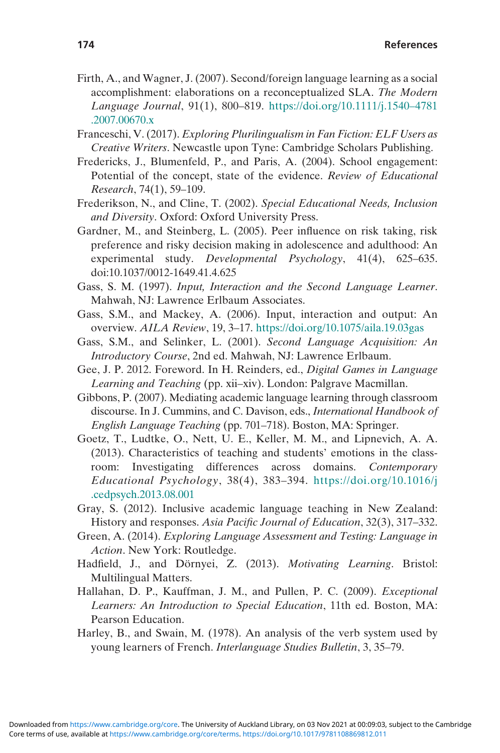Firth, A., and Wagner, J. (2007). Second/foreign language learning as a social accomplishment: elaborations on a reconceptualized SLA. *The Modern Language Journal*, 91(1), 800–819. https://doi.org/10.1111/j.1540–4781.2007.00670.x

Franceschi, V. (2017). *Exploring Plurilingualism in Fan Fiction: ELF Users as Creative Writers*. Newcastle upon Tyne: Cambridge Scholars Publishing.

Fredericks, J., Blumenfeld, P., and Paris, A. (2004). School engagement: Potential of the concept, state of the evidence. *Review of Educational Research*, 74(1), 59–109.

Frederikson, N., and Cline, T. (2002). *Special Educational Needs, Inclusion and Diversity*. Oxford: Oxford University Press.

Gardner, M., and Steinberg, L. (2005). Peer influence on risk taking, risk preference and risky decision making in adolescence and adulthood: An experimental study. *Developmental Psychology*, 41(4), 625–635. doi:10.1037/0012-1649.41.4.625

Gass, S. M. (1997). *Input, Interaction and the Second Language Learner*. Mahwah, NJ: Lawrence Erlbaum Associates.

Gass, S.M., and Mackey, A. (2006). Input, interaction and output: An overview. *AILA Review*, 19, 3–17. https://doi.org/10.1075/aila.19.03gas

Gass, S.M., and Selinker, L. (2001). *Second Language Acquisition: An Introductory Course*, 2nd ed. Mahwah, NJ: Lawrence Erlbaum.

Gee, J. P. 2012. Foreword. In H. Reinders, ed., *Digital Games in Language Learning and Teaching* (pp. xii–xiv). London: Palgrave Macmillan.

Gibbons, P. (2007). Mediating academic language learning through classroom discourse. In J. Cummins, and C. Davison, eds., *International Handbook of English Language Teaching* (pp. 701–718). Boston, MA: Springer.

Goetz, T., Ludtke, O., Nett, U. E., Keller, M. M., and Lipnevich, A. A. (2013). Characteristics of teaching and students' emotions in the classroom: Investigating differences across domains. *Contemporary Educational Psychology*, 38(4), 383–394. https://doi.org/10.1016/j.cedpsych.2013.08.001

Gray, S. (2012). Inclusive academic language teaching in New Zealand: History and responses. *Asia Pacific Journal of Education*, 32(3), 317–332.

Green, A. (2014). *Exploring Language Assessment and Testing: Language in Action*. New York: Routledge.

Hadfield, J., and Dörnyei, Z. (2013). *Motivating Learning*. Bristol: Multilingual Matters.

Hallahan, D. P., Kauffman, J. M., and Pullen, P. C. (2009). *Exceptional Learners: An Introduction to Special Education*, 11th ed. Boston, MA: Pearson Education.

Harley, B., and Swain, M. (1978). An analysis of the verb system used by young learners of French. *Interlanguage Studies Bulletin*, 3, 35–79.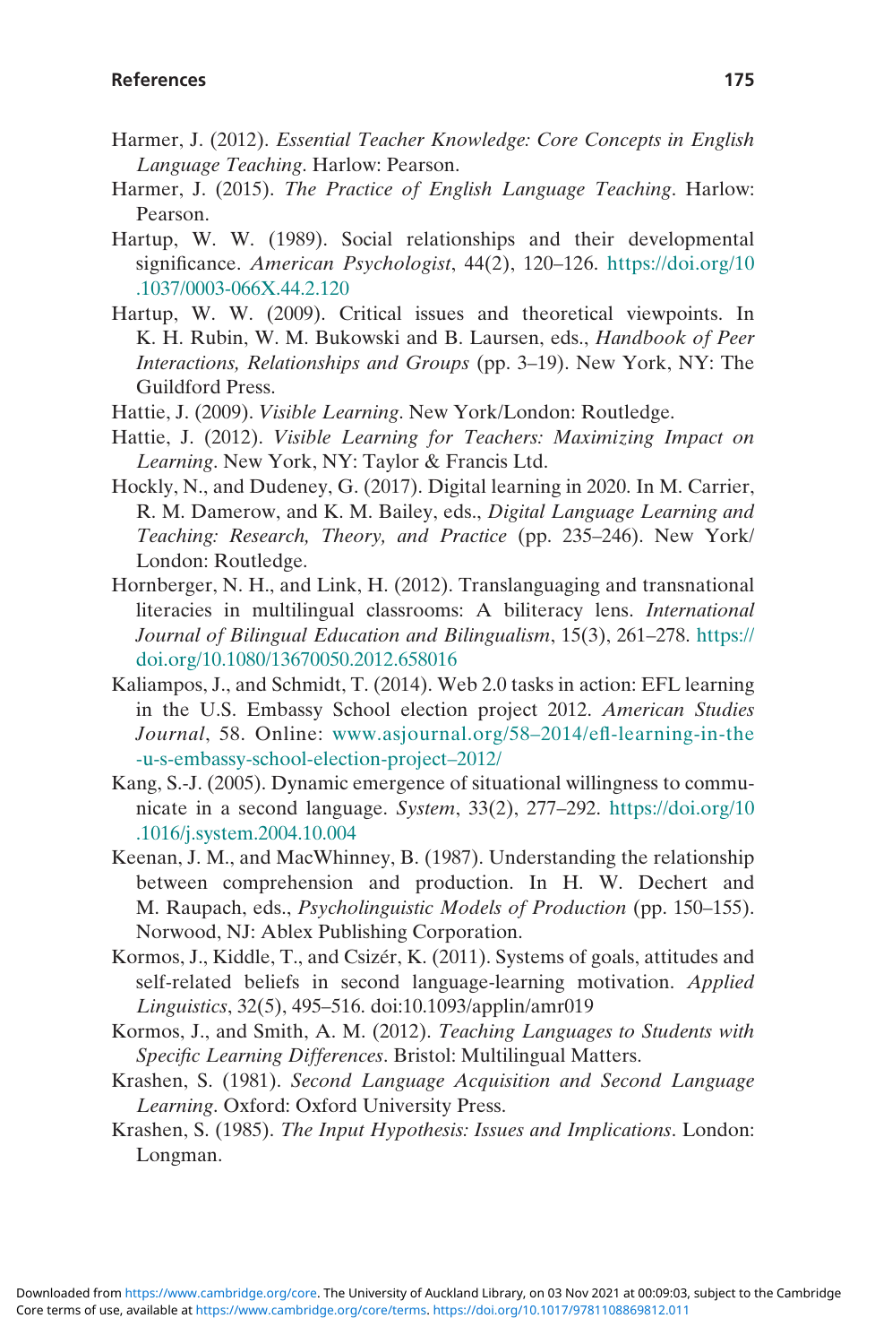Harmer, J. (2012). *Essential Teacher Knowledge: Core Concepts in English Language Teaching*. Harlow: Pearson.

Harmer, J. (2015). *The Practice of English Language Teaching*. Harlow: Pearson.

Hartup, W. W. (1989). Social relationships and their developmental significance. *American Psychologist*, 44(2), 120–126. https://doi.org/10.1037/0003-066X.44.2.120

Hartup, W. W. (2009). Critical issues and theoretical viewpoints. In K. H. Rubin, W. M. Bukowski and B. Laursen, eds., *Handbook of Peer Interactions, Relationships and Groups* (pp. 3–19). New York, NY: The Guildford Press.

Hattie, J. (2009). *Visible Learning*. New York/London: Routledge.

Hattie, J. (2012). *Visible Learning for Teachers: Maximizing Impact on Learning*. New York, NY: Taylor & Francis Ltd.

Hockly, N., and Dudeney, G. (2017). Digital learning in 2020. In M. Carrier, R. M. Damerow, and K. M. Bailey, eds., *Digital Language Learning and Teaching: Research, Theory, and Practice* (pp. 235–246). New York/London: Routledge.

Hornberger, N. H., and Link, H. (2012). Translanguaging and transnational literacies in multilingual classrooms: A biliteracy lens. *International Journal of Bilingual Education and Bilingualism*, 15(3), 261–278. https://doi.org/10.1080/13670050.2012.658016

Kaliampos, J., and Schmidt, T. (2014). Web 2.0 tasks in action: EFL learning in the U.S. Embassy School election project 2012. *American Studies Journal*, 58. Online: www.asjournal.org/58–2014/efl-learning-in-the-u-s-embassy-school-election-project–2012/

Kang, S.-J. (2005). Dynamic emergence of situational willingness to communicate in a second language. *System*, 33(2), 277–292. https://doi.org/10.1016/j.system.2004.10.004

Keenan, J. M., and MacWhinney, B. (1987). Understanding the relationship between comprehension and production. In H. W. Dechert and M. Raupach, eds., *Psycholinguistic Models of Production* (pp. 150–155). Norwood, NJ: Ablex Publishing Corporation.

Kormos, J., Kiddle, T., and Csizér, K. (2011). Systems of goals, attitudes and self-related beliefs in second language-learning motivation. *Applied Linguistics*, 32(5), 495–516. doi:10.1093/applin/amr019

Kormos, J., and Smith, A. M. (2012). *Teaching Languages to Students with Specific Learning Differences*. Bristol: Multilingual Matters.

Krashen, S. (1981). *Second Language Acquisition and Second Language Learning*. Oxford: Oxford University Press.

Krashen, S. (1985). *The Input Hypothesis: Issues and Implications*. London: Longman.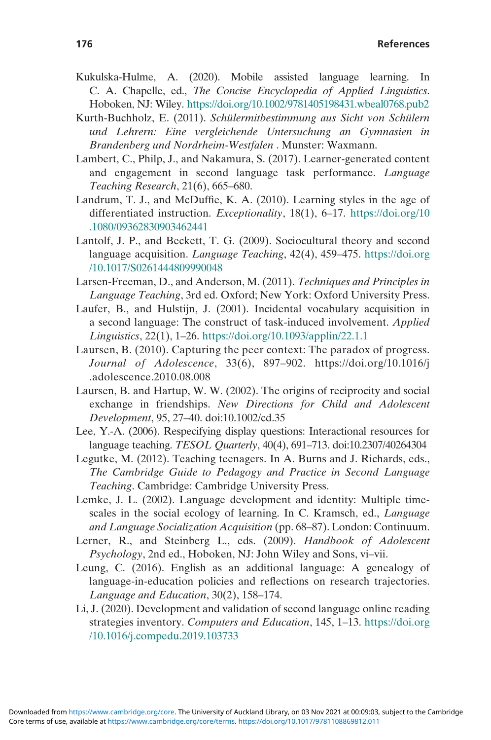Kukulska-Hulme, A. (2020). Mobile assisted language learning. In C. A. Chapelle, ed., *The Concise Encyclopedia of Applied Linguistics*. Hoboken, NJ: Wiley. https://doi.org/10.1002/9781405198431.wbeal0768.pub2

Kurth-Buchholz, E. (2011). *Schülermitbestimmung aus Sicht von Schülern und Lehrern: Eine vergleichende Untersuchung an Gymnasien in Brandenberg und Nordrheim-Westfalen* . Munster: Waxmann.

Lambert, C., Philp, J., and Nakamura, S. (2017). Learner-generated content and engagement in second language task performance. *Language Teaching Research*, 21(6), 665–680.

Landrum, T. J., and McDuffie, K. A. (2010). Learning styles in the age of differentiated instruction. *Exceptionality*, 18(1), 6–17. https://doi.org/10.1080/09362830903462441

Lantolf, J. P., and Beckett, T. G. (2009). Sociocultural theory and second language acquisition. *Language Teaching*, 42(4), 459–475. https://doi.org/10.1017/S0261444809990048

Larsen-Freeman, D., and Anderson, M. (2011). *Techniques and Principles in Language Teaching*, 3rd ed. Oxford; New York: Oxford University Press.

Laufer, B., and Hulstijn, J. (2001). Incidental vocabulary acquisition in a second language: The construct of task-induced involvement. *Applied Linguistics*, 22(1), 1–26. https://doi.org/10.1093/applin/22.1.1

Laursen, B. (2010). Capturing the peer context: The paradox of progress. *Journal of Adolescence*, 33(6), 897–902. https://doi.org/10.1016/j.adolescence.2010.08.008

Laursen, B. and Hartup, W. W. (2002). The origins of reciprocity and social exchange in friendships. *New Directions for Child and Adolescent Development*, 95, 27–40. doi:10.1002/cd.35

Lee, Y.-A. (2006). Respecifying display questions: Interactional resources for language teaching. *TESOL Quarterly*, 40(4), 691–713. doi:10.2307/40264304

Legutke, M. (2012). Teaching teenagers. In A. Burns and J. Richards, eds., *The Cambridge Guide to Pedagogy and Practice in Second Language Teaching*. Cambridge: Cambridge University Press.

Lemke, J. L. (2002). Language development and identity: Multiple timescales in the social ecology of learning. In C. Kramsch, ed., *Language and Language Socialization Acquisition* (pp. 68–87). London: Continuum.

Lerner, R., and Steinberg L., eds. (2009). *Handbook of Adolescent Psychology*, 2nd ed., Hoboken, NJ: John Wiley and Sons, vi–vii.

Leung, C. (2016). English as an additional language: A genealogy of language-in-education policies and reflections on research trajectories. *Language and Education*, 30(2), 158–174.

Li, J. (2020). Development and validation of second language online reading strategies inventory. *Computers and Education*, 145, 1–13. https://doi.org/10.1016/j.compedu.2019.103733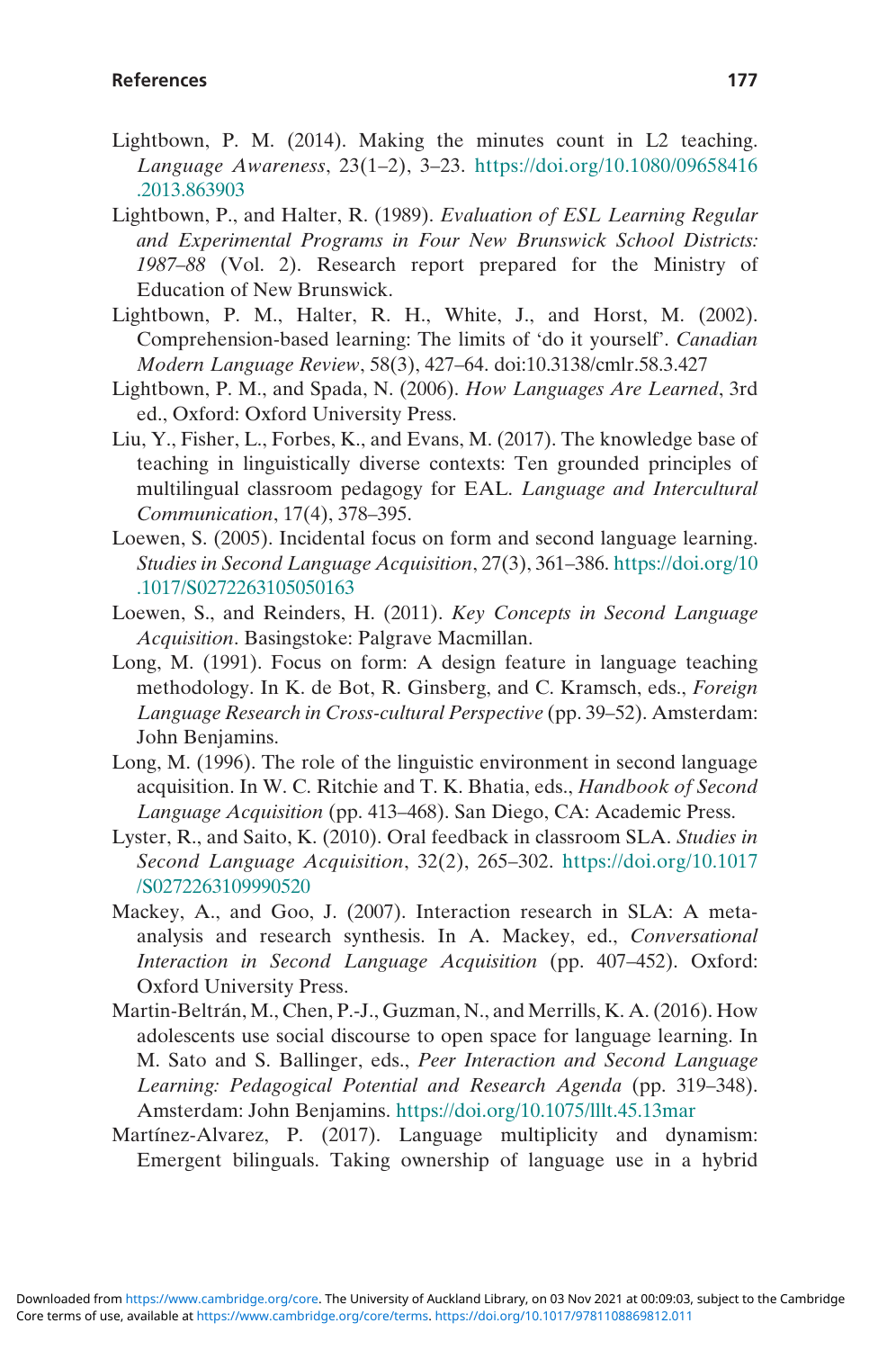Lightbown, P. M. (2014). Making the minutes count in L2 teaching. *Language Awareness*, 23(1–2), 3–23. https://doi.org/10.1080/09658416.2013.863903

Lightbown, P., and Halter, R. (1989). *Evaluation of ESL Learning Regular and Experimental Programs in Four New Brunswick School Districts: 1987–88* (Vol. 2). Research report prepared for the Ministry of Education of New Brunswick.

Lightbown, P. M., Halter, R. H., White, J., and Horst, M. (2002). Comprehension-based learning: The limits of 'do it yourself'. *Canadian Modern Language Review*, 58(3), 427–64. doi:10.3138/cmlr.58.3.427

Lightbown, P. M., and Spada, N. (2006). *How Languages Are Learned*, 3rd ed., Oxford: Oxford University Press.

Liu, Y., Fisher, L., Forbes, K., and Evans, M. (2017). The knowledge base of teaching in linguistically diverse contexts: Ten grounded principles of multilingual classroom pedagogy for EAL. *Language and Intercultural Communication*, 17(4), 378–395.

Loewen, S. (2005). Incidental focus on form and second language learning. *Studies in Second Language Acquisition*, 27(3), 361–386. https://doi.org/10.1017/S0272263105050163

Loewen, S., and Reinders, H. (2011). *Key Concepts in Second Language Acquisition*. Basingstoke: Palgrave Macmillan.

Long, M. (1991). Focus on form: A design feature in language teaching methodology. In K. de Bot, R. Ginsberg, and C. Kramsch, eds., *Foreign Language Research in Cross-cultural Perspective* (pp. 39–52). Amsterdam: John Benjamins.

Long, M. (1996). The role of the linguistic environment in second language acquisition. In W. C. Ritchie and T. K. Bhatia, eds., *Handbook of Second Language Acquisition* (pp. 413–468). San Diego, CA: Academic Press.

Lyster, R., and Saito, K. (2010). Oral feedback in classroom SLA. *Studies in Second Language Acquisition*, 32(2), 265–302. https://doi.org/10.1017/S0272263109990520

Mackey, A., and Goo, J. (2007). Interaction research in SLA: A meta-analysis and research synthesis. In A. Mackey, ed., *Conversational Interaction in Second Language Acquisition* (pp. 407–452). Oxford: Oxford University Press.

Martin-Beltrán, M., Chen, P.-J., Guzman, N., and Merrills, K. A. (2016). How adolescents use social discourse to open space for language learning. In M. Sato and S. Ballinger, eds., *Peer Interaction and Second Language Learning: Pedagogical Potential and Research Agenda* (pp. 319–348). Amsterdam: John Benjamins. https://doi.org/10.1075/lllt.45.13mar

Martínez-Alvarez, P. (2017). Language multiplicity and dynamism: Emergent bilinguals. Taking ownership of language use in a hybrid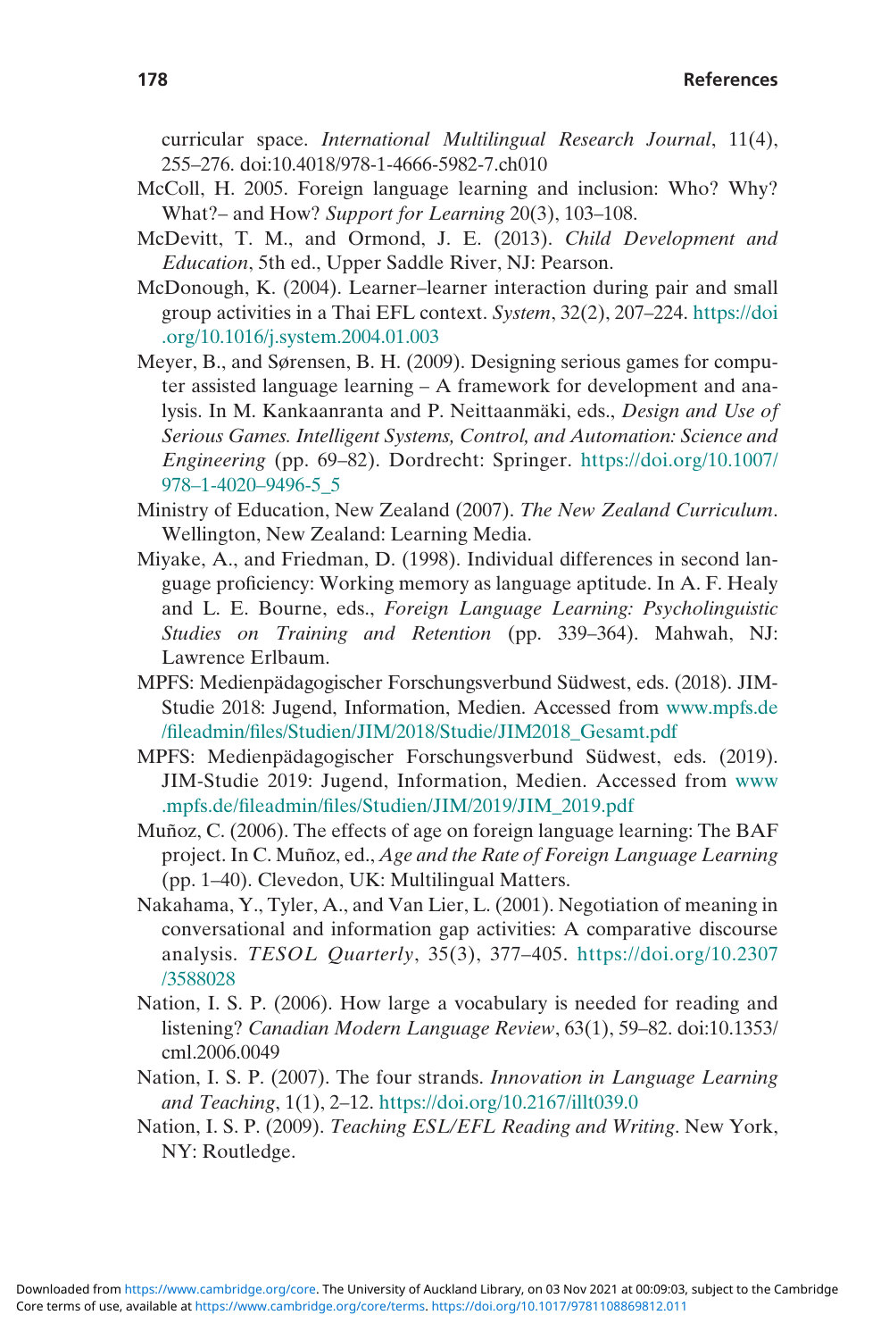curricular space. *International Multilingual Research Journal*, 11(4), 255–276. doi:10.4018/978-1-4666-5982-7.ch010

McColl, H. 2005. Foreign language learning and inclusion: Who? Why? What?– and How? *Support for Learning* 20(3), 103–108.

McDevitt, T. M., and Ormond, J. E. (2013). *Child Development and Education*, 5th ed., Upper Saddle River, NJ: Pearson.

McDonough, K. (2004). Learner–learner interaction during pair and small group activities in a Thai EFL context. *System*, 32(2), 207–224. https://doi.org/10.1016/j.system.2004.01.003

Meyer, B., and Sørensen, B. H. (2009). Designing serious games for computer assisted language learning – A framework for development and analysis. In M. Kankaanranta and P. Neittaanmäki, eds., *Design and Use of Serious Games. Intelligent Systems, Control, and Automation: Science and Engineering* (pp. 69–82). Dordrecht: Springer. https://doi.org/10.1007/978–1-4020–9496-5_5

Ministry of Education, New Zealand (2007). *The New Zealand Curriculum*. Wellington, New Zealand: Learning Media.

Miyake, A., and Friedman, D. (1998). Individual differences in second language proficiency: Working memory as language aptitude. In A. F. Healy and L. E. Bourne, eds., *Foreign Language Learning: Psycholinguistic Studies on Training and Retention* (pp. 339–364). Mahwah, NJ: Lawrence Erlbaum.

MPFS: Medienpädagogischer Forschungsverbund Südwest, eds. (2018). JIM-Studie 2018: Jugend, Information, Medien. Accessed from www.mpfs.de/fileadmin/files/Studien/JIM/2018/Studie/JIM2018_Gesamt.pdf

MPFS: Medienpädagogischer Forschungsverbund Südwest, eds. (2019). JIM-Studie 2019: Jugend, Information, Medien. Accessed from www.mpfs.de/fileadmin/files/Studien/JIM/2019/JIM_2019.pdf

Muñoz, C. (2006). The effects of age on foreign language learning: The BAF project. In C. Muñoz, ed., *Age and the Rate of Foreign Language Learning* (pp. 1–40). Clevedon, UK: Multilingual Matters.

Nakahama, Y., Tyler, A., and Van Lier, L. (2001). Negotiation of meaning in conversational and information gap activities: A comparative discourse analysis. *TESOL Quarterly*, 35(3), 377–405. https://doi.org/10.2307/3588028

Nation, I. S. P. (2006). How large a vocabulary is needed for reading and listening? *Canadian Modern Language Review*, 63(1), 59–82. doi:10.1353/cml.2006.0049

Nation, I. S. P. (2007). The four strands. *Innovation in Language Learning and Teaching*, 1(1), 2–12. https://doi.org/10.2167/illt039.0

Nation, I. S. P. (2009). *Teaching ESL/EFL Reading and Writing*. New York, NY: Routledge.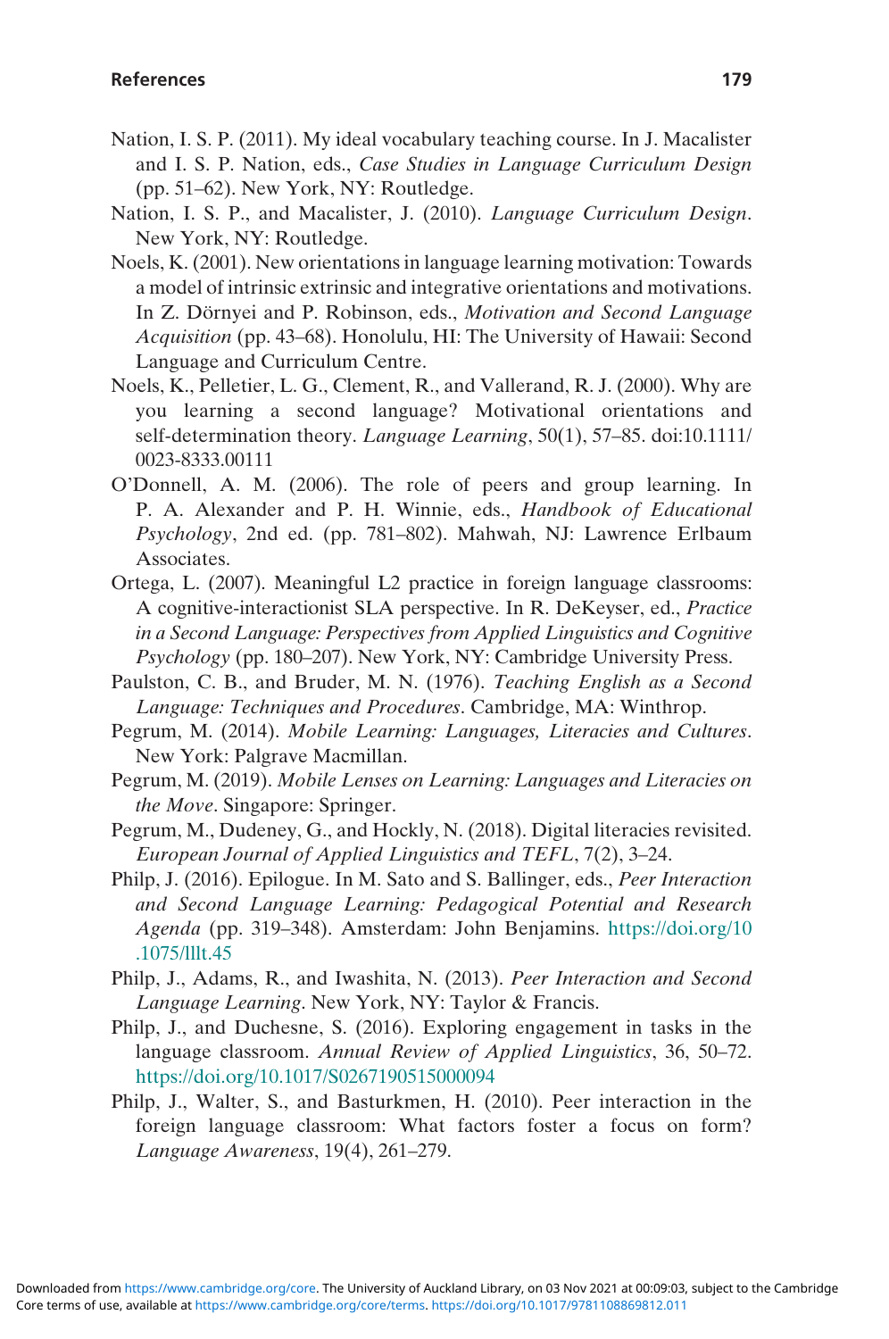Nation, I. S. P. (2011). My ideal vocabulary teaching course. In J. Macalister and I. S. P. Nation, eds., *Case Studies in Language Curriculum Design* (pp. 51–62). New York, NY: Routledge.

Nation, I. S. P., and Macalister, J. (2010). *Language Curriculum Design*. New York, NY: Routledge.

Noels, K. (2001). New orientations in language learning motivation: Towards a model of intrinsic extrinsic and integrative orientations and motivations. In Z. Dörnyei and P. Robinson, eds., *Motivation and Second Language Acquisition* (pp. 43–68). Honolulu, HI: The University of Hawaii: Second Language and Curriculum Centre.

Noels, K., Pelletier, L. G., Clement, R., and Vallerand, R. J. (2000). Why are you learning a second language? Motivational orientations and self-determination theory. *Language Learning*, 50(1), 57–85. doi:10.1111/0023-8333.00111

O'Donnell, A. M. (2006). The role of peers and group learning. In P. A. Alexander and P. H. Winnie, eds., *Handbook of Educational Psychology*, 2nd ed. (pp. 781–802). Mahwah, NJ: Lawrence Erlbaum Associates.

Ortega, L. (2007). Meaningful L2 practice in foreign language classrooms: A cognitive-interactionist SLA perspective. In R. DeKeyser, ed., *Practice in a Second Language: Perspectives from Applied Linguistics and Cognitive Psychology* (pp. 180–207). New York, NY: Cambridge University Press.

Paulston, C. B., and Bruder, M. N. (1976). *Teaching English as a Second Language: Techniques and Procedures*. Cambridge, MA: Winthrop.

Pegrum, M. (2014). *Mobile Learning: Languages, Literacies and Cultures*. New York: Palgrave Macmillan.

Pegrum, M. (2019). *Mobile Lenses on Learning: Languages and Literacies on the Move*. Singapore: Springer.

Pegrum, M., Dudeney, G., and Hockly, N. (2018). Digital literacies revisited. *European Journal of Applied Linguistics and TEFL*, 7(2), 3–24.

Philp, J. (2016). Epilogue. In M. Sato and S. Ballinger, eds., *Peer Interaction and Second Language Learning: Pedagogical Potential and Research Agenda* (pp. 319–348). Amsterdam: John Benjamins. https://doi.org/10.1075/lllt.45

Philp, J., Adams, R., and Iwashita, N. (2013). *Peer Interaction and Second Language Learning*. New York, NY: Taylor & Francis.

Philp, J., and Duchesne, S. (2016). Exploring engagement in tasks in the language classroom. *Annual Review of Applied Linguistics*, 36, 50–72. https://doi.org/10.1017/S0267190515000094

Philp, J., Walter, S., and Basturkmen, H. (2010). Peer interaction in the foreign language classroom: What factors foster a focus on form? *Language Awareness*, 19(4), 261–279.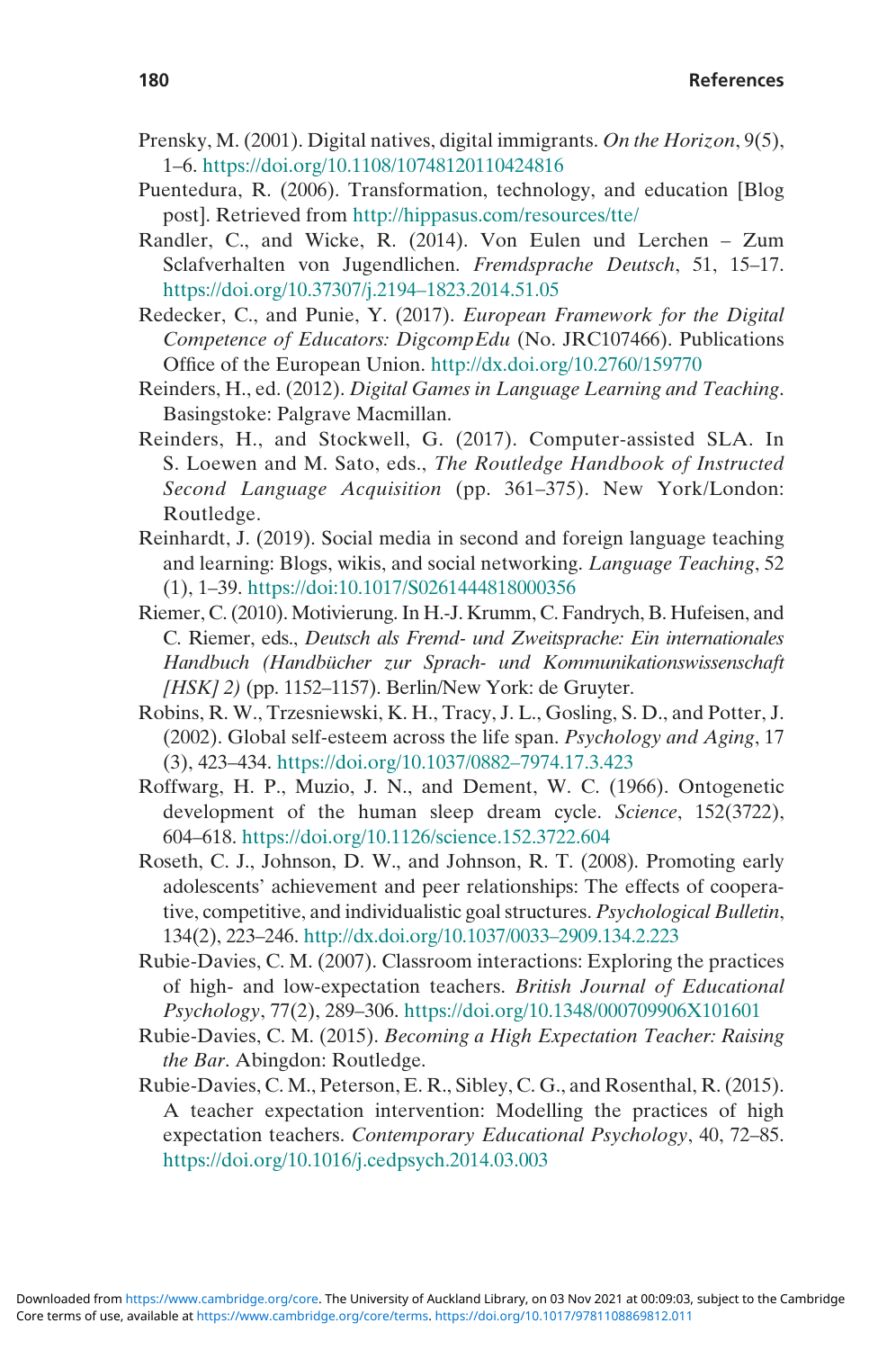Prensky, M. (2001). Digital natives, digital immigrants. *On the Horizon*, 9(5), 1–6. https://doi.org/10.1108/10748120110424816

Puentedura, R. (2006). Transformation, technology, and education [Blog post]. Retrieved from http://hippasus.com/resources/tte/

Randler, C., and Wicke, R. (2014). Von Eulen und Lerchen – Zum Sclafverhalten von Jugendlichen. *Fremdsprache Deutsch*, 51, 15–17. https://doi.org/10.37307/j.2194–1823.2014.51.05

Redecker, C., and Punie, Y. (2017). *European Framework for the Digital Competence of Educators: DigcompEdu* (No. JRC107466). Publications Office of the European Union. http://dx.doi.org/10.2760/159770

Reinders, H., ed. (2012). *Digital Games in Language Learning and Teaching*. Basingstoke: Palgrave Macmillan.

Reinders, H., and Stockwell, G. (2017). Computer-assisted SLA. In S. Loewen and M. Sato, eds., *The Routledge Handbook of Instructed Second Language Acquisition* (pp. 361–375). New York/London: Routledge.

Reinhardt, J. (2019). Social media in second and foreign language teaching and learning: Blogs, wikis, and social networking. *Language Teaching*, 52 (1), 1–39. https://doi:10.1017/S0261444818000356

Riemer, C. (2010). Motivierung. In H.-J. Krumm, C. Fandrych, B. Hufeisen, and C. Riemer, eds., *Deutsch als Fremd- und Zweitsprache: Ein internationales Handbuch (Handbücher zur Sprach- und Kommunikationswissenschaft [HSK] 2)* (pp. 1152–1157). Berlin/New York: de Gruyter.

Robins, R. W., Trzesniewski, K. H., Tracy, J. L., Gosling, S. D., and Potter, J. (2002). Global self-esteem across the life span. *Psychology and Aging*, 17 (3), 423–434. https://doi.org/10.1037/0882–7974.17.3.423

Roffwarg, H. P., Muzio, J. N., and Dement, W. C. (1966). Ontogenetic development of the human sleep dream cycle. *Science*, 152(3722), 604–618. https://doi.org/10.1126/science.152.3722.604

Roseth, C. J., Johnson, D. W., and Johnson, R. T. (2008). Promoting early adolescents' achievement and peer relationships: The effects of cooperative, competitive, and individualistic goal structures. *Psychological Bulletin*, 134(2), 223–246. http://dx.doi.org/10.1037/0033–2909.134.2.223

Rubie-Davies, C. M. (2007). Classroom interactions: Exploring the practices of high- and low-expectation teachers. *British Journal of Educational Psychology*, 77(2), 289–306. https://doi.org/10.1348/000709906X101601

Rubie-Davies, C. M. (2015). *Becoming a High Expectation Teacher: Raising the Bar*. Abingdon: Routledge.

Rubie-Davies, C. M., Peterson, E. R., Sibley, C. G., and Rosenthal, R. (2015). A teacher expectation intervention: Modelling the practices of high expectation teachers. *Contemporary Educational Psychology*, 40, 72–85. https://doi.org/10.1016/j.cedpsych.2014.03.003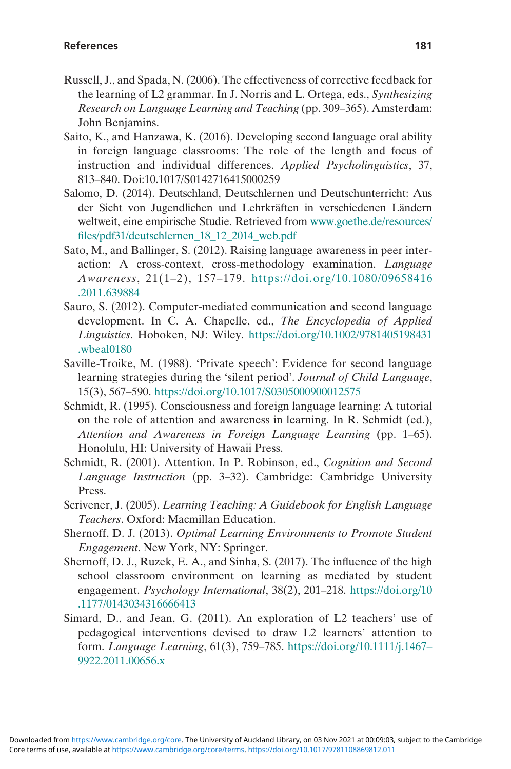Russell, J., and Spada, N. (2006). The effectiveness of corrective feedback for the learning of L2 grammar. In J. Norris and L. Ortega, eds., *Synthesizing Research on Language Learning and Teaching* (pp. 309–365). Amsterdam: John Benjamins.

Saito, K., and Hanzawa, K. (2016). Developing second language oral ability in foreign language classrooms: The role of the length and focus of instruction and individual differences. *Applied Psycholinguistics*, 37, 813–840. Doi:10.1017/S0142716415000259

Salomo, D. (2014). Deutschland, Deutschlernen und Deutschunterricht: Aus der Sicht von Jugendlichen und Lehrkräften in verschiedenen Ländern weltweit, eine empirische Studie. Retrieved from www.goethe.de/resources/files/pdf31/deutschlernen_18_12_2014_web.pdf

Sato, M., and Ballinger, S. (2012). Raising language awareness in peer interaction: A cross-context, cross-methodology examination. *Language Awareness*, 21(1–2), 157–179. https://doi.org/10.1080/09658416.2011.639884

Sauro, S. (2012). Computer-mediated communication and second language development. In C. A. Chapelle, ed., *The Encyclopedia of Applied Linguistics*. Hoboken, NJ: Wiley. https://doi.org/10.1002/9781405198431.wbeal0180

Saville-Troike, M. (1988). 'Private speech': Evidence for second language learning strategies during the 'silent period'. *Journal of Child Language*, 15(3), 567–590. https://doi.org/10.1017/S0305000900012575

Schmidt, R. (1995). Consciousness and foreign language learning: A tutorial on the role of attention and awareness in learning. In R. Schmidt (ed.), *Attention and Awareness in Foreign Language Learning* (pp. 1–65). Honolulu, HI: University of Hawaii Press.

Schmidt, R. (2001). Attention. In P. Robinson, ed., *Cognition and Second Language Instruction* (pp. 3–32). Cambridge: Cambridge University Press.

Scrivener, J. (2005). *Learning Teaching: A Guidebook for English Language Teachers*. Oxford: Macmillan Education.

Shernoff, D. J. (2013). *Optimal Learning Environments to Promote Student Engagement*. New York, NY: Springer.

Shernoff, D. J., Ruzek, E. A., and Sinha, S. (2017). The influence of the high school classroom environment on learning as mediated by student engagement. *Psychology International*, 38(2), 201–218. https://doi.org/10.1177/0143034316666413

Simard, D., and Jean, G. (2011). An exploration of L2 teachers' use of pedagogical interventions devised to draw L2 learners' attention to form. *Language Learning*, 61(3), 759–785. https://doi.org/10.1111/j.1467–9922.2011.00656.x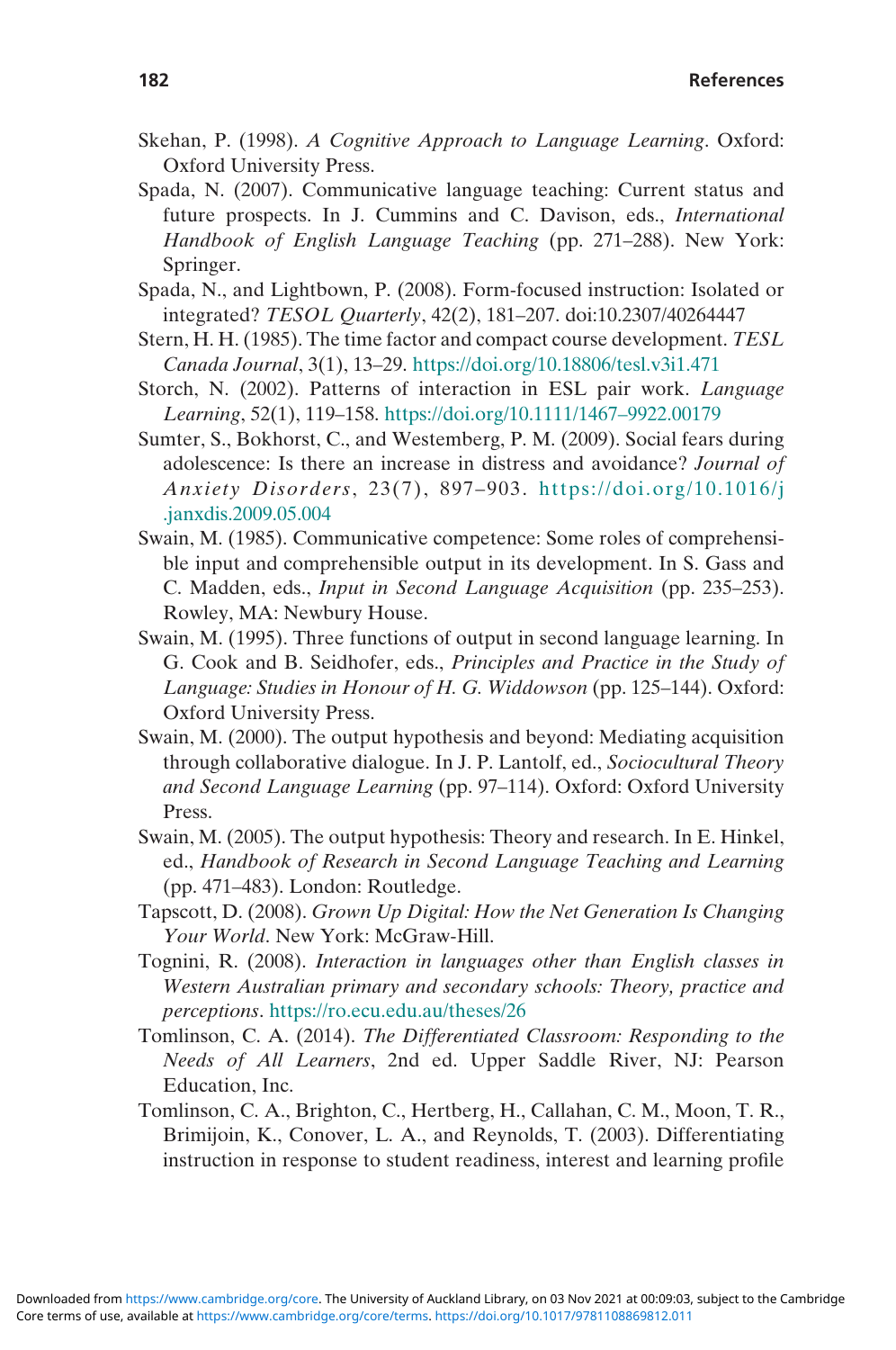Skehan, P. (1998). *A Cognitive Approach to Language Learning*. Oxford: Oxford University Press.

Spada, N. (2007). Communicative language teaching: Current status and future prospects. In J. Cummins and C. Davison, eds., *International Handbook of English Language Teaching* (pp. 271–288). New York: Springer.

Spada, N., and Lightbown, P. (2008). Form-focused instruction: Isolated or integrated? *TESOL Quarterly*, 42(2), 181–207. doi:10.2307/40264447

Stern, H. H. (1985). The time factor and compact course development. *TESL Canada Journal*, 3(1), 13–29. https://doi.org/10.18806/tesl.v3i1.471

Storch, N. (2002). Patterns of interaction in ESL pair work. *Language Learning*, 52(1), 119–158. https://doi.org/10.1111/1467–9922.00179

Sumter, S., Bokhorst, C., and Westemberg, P. M. (2009). Social fears during adolescence: Is there an increase in distress and avoidance? *Journal of Anxiety Disorders*, 23(7), 897–903. https://doi.org/10.1016/j.janxdis.2009.05.004

Swain, M. (1985). Communicative competence: Some roles of comprehensible input and comprehensible output in its development. In S. Gass and C. Madden, eds., *Input in Second Language Acquisition* (pp. 235–253). Rowley, MA: Newbury House.

Swain, M. (1995). Three functions of output in second language learning. In G. Cook and B. Seidhofer, eds., *Principles and Practice in the Study of Language: Studies in Honour of H. G. Widdowson* (pp. 125–144). Oxford: Oxford University Press.

Swain, M. (2000). The output hypothesis and beyond: Mediating acquisition through collaborative dialogue. In J. P. Lantolf, ed., *Sociocultural Theory and Second Language Learning* (pp. 97–114). Oxford: Oxford University Press.

Swain, M. (2005). The output hypothesis: Theory and research. In E. Hinkel, ed., *Handbook of Research in Second Language Teaching and Learning* (pp. 471–483). London: Routledge.

Tapscott, D. (2008). *Grown Up Digital: How the Net Generation Is Changing Your World*. New York: McGraw-Hill.

Tognini, R. (2008). *Interaction in languages other than English classes in Western Australian primary and secondary schools: Theory, practice and perceptions*. https://ro.ecu.edu.au/theses/26

Tomlinson, C. A. (2014). *The Differentiated Classroom: Responding to the Needs of All Learners*, 2nd ed. Upper Saddle River, NJ: Pearson Education, Inc.

Tomlinson, C. A., Brighton, C., Hertberg, H., Callahan, C. M., Moon, T. R., Brimijoin, K., Conover, L. A., and Reynolds, T. (2003). Differentiating instruction in response to student readiness, interest and learning profile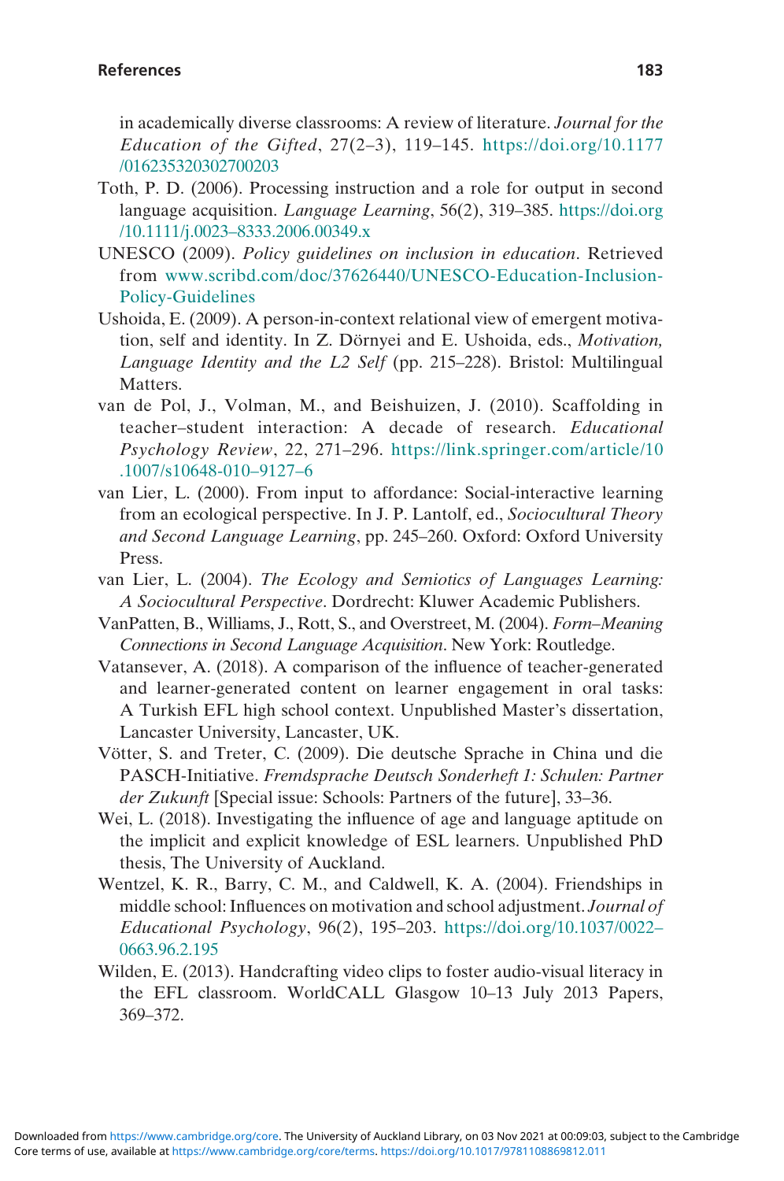in academically diverse classrooms: A review of literature. *Journal for the Education of the Gifted*, 27(2–3), 119–145. https://doi.org/10.1177/016235320302700203

Toth, P. D. (2006). Processing instruction and a role for output in second language acquisition. *Language Learning*, 56(2), 319–385. https://doi.org/10.1111/j.0023–8333.2006.00349.x

UNESCO (2009). *Policy guidelines on inclusion in education*. Retrieved from www.scribd.com/doc/37626440/UNESCO-Education-Inclusion-Policy-Guidelines

Ushoida, E. (2009). A person-in-context relational view of emergent motivation, self and identity. In Z. Dörnyei and E. Ushoida, eds., *Motivation, Language Identity and the L2 Self* (pp. 215–228). Bristol: Multilingual Matters.

van de Pol, J., Volman, M., and Beishuizen, J. (2010). Scaffolding in teacher–student interaction: A decade of research. *Educational Psychology Review*, 22, 271–296. https://link.springer.com/article/10.1007/s10648-010–9127–6

van Lier, L. (2000). From input to affordance: Social-interactive learning from an ecological perspective. In J. P. Lantolf, ed., *Sociocultural Theory and Second Language Learning*, pp. 245–260. Oxford: Oxford University Press.

van Lier, L. (2004). *The Ecology and Semiotics of Languages Learning: A Sociocultural Perspective*. Dordrecht: Kluwer Academic Publishers.

VanPatten, B., Williams, J., Rott, S., and Overstreet, M. (2004). *Form–Meaning Connections in Second Language Acquisition*. New York: Routledge.

Vatansever, A. (2018). A comparison of the influence of teacher-generated and learner-generated content on learner engagement in oral tasks: A Turkish EFL high school context. Unpublished Master's dissertation, Lancaster University, Lancaster, UK.

Vötter, S. and Treter, C. (2009). Die deutsche Sprache in China und die PASCH-Initiative. *Fremdsprache Deutsch Sonderheft 1: Schulen: Partner der Zukunft* [Special issue: Schools: Partners of the future], 33–36.

Wei, L. (2018). Investigating the influence of age and language aptitude on the implicit and explicit knowledge of ESL learners. Unpublished PhD thesis, The University of Auckland.

Wentzel, K. R., Barry, C. M., and Caldwell, K. A. (2004). Friendships in middle school: Influences on motivation and school adjustment. *Journal of Educational Psychology*, 96(2), 195–203. https://doi.org/10.1037/0022–0663.96.2.195

Wilden, E. (2013). Handcrafting video clips to foster audio-visual literacy in the EFL classroom. WorldCALL Glasgow 10–13 July 2013 Papers, 369–372.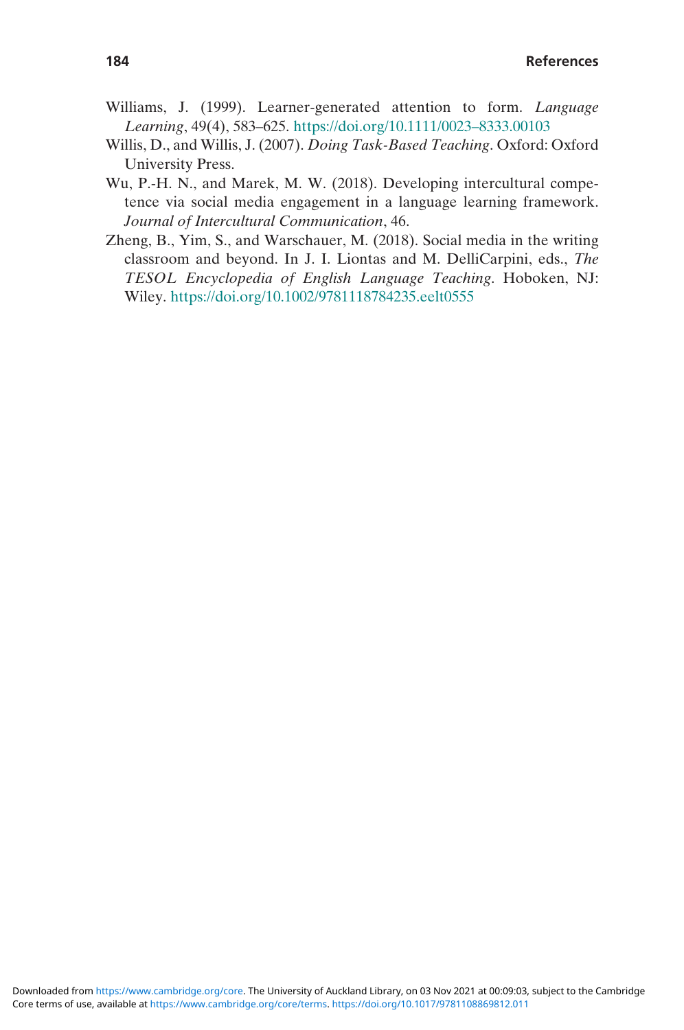Williams, J. (1999). Learner-generated attention to form. *Language Learning*, 49(4), 583–625. https://doi.org/10.1111/0023–8333.00103

Willis, D., and Willis, J. (2007). *Doing Task-Based Teaching*. Oxford: Oxford University Press.

Wu, P.-H. N., and Marek, M. W. (2018). Developing intercultural competence via social media engagement in a language learning framework. *Journal of Intercultural Communication*, 46.

Zheng, B., Yim, S., and Warschauer, M. (2018). Social media in the writing classroom and beyond. In J. I. Liontas and M. DelliCarpini, eds., *The TESOL Encyclopedia of English Language Teaching*. Hoboken, NJ: Wiley. https://doi.org/10.1002/9781118784235.eelt0555